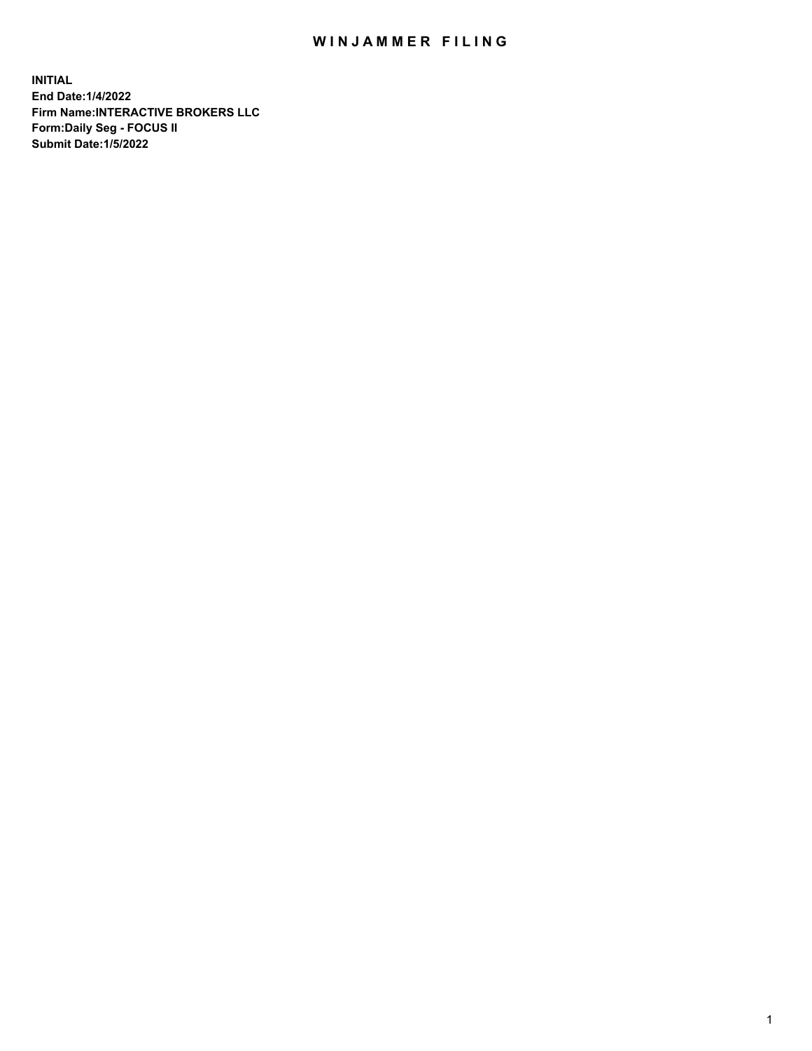# WINJAMMER FILING

**INITIAL**
**End Date:1/4/2022**
**Firm Name:INTERACTIVE BROKERS LLC**
**Form:Daily Seg - FOCUS II**
**Submit Date:1/5/2022**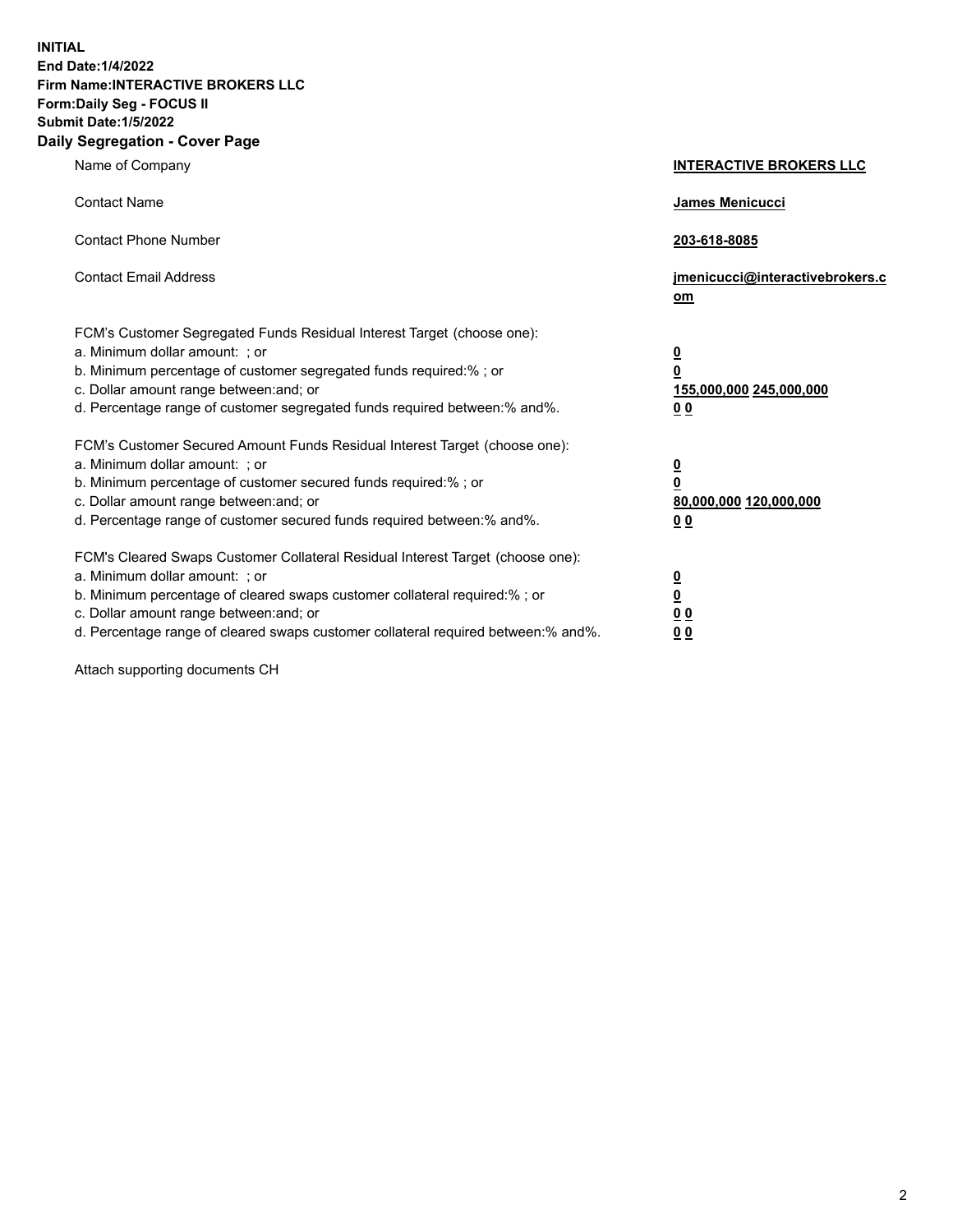**INITIAL**
**End Date:1/4/2022**
**Firm Name:INTERACTIVE BROKERS LLC**
**Form:Daily Seg - FOCUS II**
**Submit Date:1/5/2022**

## Daily Segregation - Cover Page

| | |
|---|---|
| Name of Company | **INTERACTIVE BROKERS LLC** |
| Contact Name | **James Menicucci** |
| Contact Phone Number | **203-618-8085** |
| Contact Email Address | **jmenicucci@interactivebrokers.com** |

FCM's Customer Segregated Funds Residual Interest Target (choose one):

| | |
|---|---|
| a. Minimum dollar amount: ; or | **0** |
| b. Minimum percentage of customer segregated funds required:% ; or | **0** |
| c. Dollar amount range between:and; or | **155,000,000 245,000,000** |
| d. Percentage range of customer segregated funds required between:% and%. | **0 0** |

FCM's Customer Secured Amount Funds Residual Interest Target (choose one):

| | |
|---|---|
| a. Minimum dollar amount: ; or | **0** |
| b. Minimum percentage of customer secured funds required:% ; or | **0** |
| c. Dollar amount range between:and; or | **80,000,000 120,000,000** |
| d. Percentage range of customer secured funds required between:% and%. | **0 0** |

FCM's Cleared Swaps Customer Collateral Residual Interest Target (choose one):

| | |
|---|---|
| a. Minimum dollar amount: ; or | **0** |
| b. Minimum percentage of cleared swaps customer collateral required:% ; or | **0** |
| c. Dollar amount range between:and; or | **0 0** |
| d. Percentage range of cleared swaps customer collateral required between:% and%. | **0 0** |

Attach supporting documents CH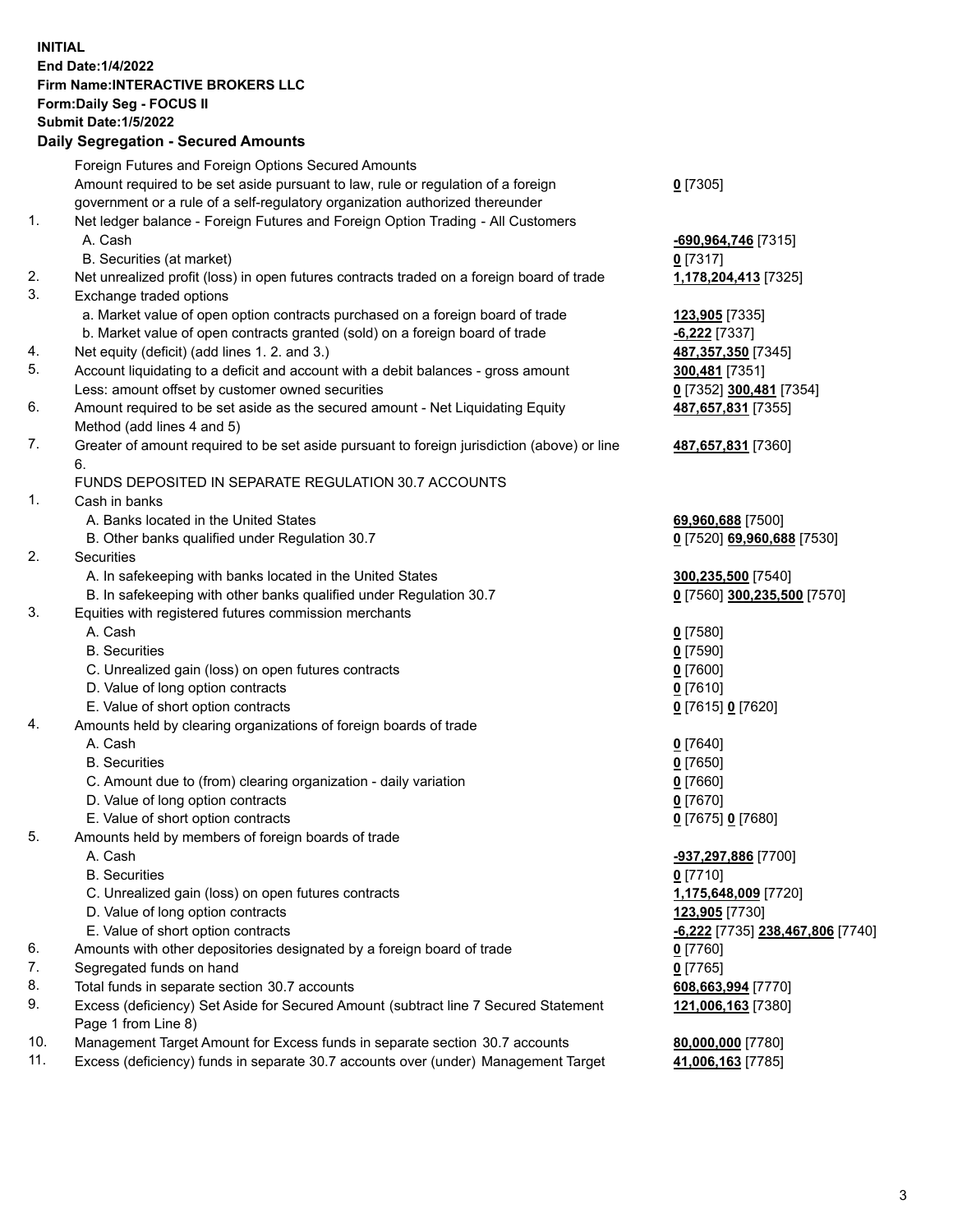**INITIAL**
**End Date:1/4/2022**
**Firm Name:INTERACTIVE BROKERS LLC**
**Form:Daily Seg - FOCUS II**
**Submit Date:1/5/2022**

## Daily Segregation - Secured Amounts

| | | |
|---|---|---|
| | Foreign Futures and Foreign Options Secured Amounts | |
| | Amount required to be set aside pursuant to law, rule or regulation of a foreign government or a rule of a self-regulatory organization authorized thereunder | **0** [7305] |
| 1. | Net ledger balance - Foreign Futures and Foreign Option Trading - All Customers | |
| | A. Cash | **-690,964,746** [7315] |
| | B. Securities (at market) | **0** [7317] |
| 2. | Net unrealized profit (loss) in open futures contracts traded on a foreign board of trade | **1,178,204,413** [7325] |
| 3. | Exchange traded options | |
| | a. Market value of open option contracts purchased on a foreign board of trade | **123,905** [7335] |
| | b. Market value of open contracts granted (sold) on a foreign board of trade | **-6,222** [7337] |
| 4. | Net equity (deficit) (add lines 1. 2. and 3.) | **487,357,350** [7345] |
| 5. | Account liquidating to a deficit and account with a debit balances - gross amount | **300,481** [7351] |
| | Less: amount offset by customer owned securities | **0** [7352] **300,481** [7354] |
| 6. | Amount required to be set aside as the secured amount - Net Liquidating Equity Method (add lines 4 and 5) | **487,657,831** [7355] |
| 7. | Greater of amount required to be set aside pursuant to foreign jurisdiction (above) or line 6. | **487,657,831** [7360] |
| | FUNDS DEPOSITED IN SEPARATE REGULATION 30.7 ACCOUNTS | |
| 1. | Cash in banks | |
| | A. Banks located in the United States | **69,960,688** [7500] |
| | B. Other banks qualified under Regulation 30.7 | **0** [7520] **69,960,688** [7530] |
| 2. | Securities | |
| | A. In safekeeping with banks located in the United States | **300,235,500** [7540] |
| | B. In safekeeping with other banks qualified under Regulation 30.7 | **0** [7560] **300,235,500** [7570] |
| 3. | Equities with registered futures commission merchants | |
| | A. Cash | **0** [7580] |
| | B. Securities | **0** [7590] |
| | C. Unrealized gain (loss) on open futures contracts | **0** [7600] |
| | D. Value of long option contracts | **0** [7610] |
| | E. Value of short option contracts | **0** [7615] **0** [7620] |
| 4. | Amounts held by clearing organizations of foreign boards of trade | |
| | A. Cash | **0** [7640] |
| | B. Securities | **0** [7650] |
| | C. Amount due to (from) clearing organization - daily variation | **0** [7660] |
| | D. Value of long option contracts | **0** [7670] |
| | E. Value of short option contracts | **0** [7675] **0** [7680] |
| 5. | Amounts held by members of foreign boards of trade | |
| | A. Cash | **-937,297,886** [7700] |
| | B. Securities | **0** [7710] |
| | C. Unrealized gain (loss) on open futures contracts | **1,175,648,009** [7720] |
| | D. Value of long option contracts | **123,905** [7730] |
| | E. Value of short option contracts | **-6,222** [7735] **238,467,806** [7740] |
| 6. | Amounts with other depositories designated by a foreign board of trade | **0** [7760] |
| 7. | Segregated funds on hand | **0** [7765] |
| 8. | Total funds in separate section 30.7 accounts | **608,663,994** [7770] |
| 9. | Excess (deficiency) Set Aside for Secured Amount (subtract line 7 Secured Statement Page 1 from Line 8) | **121,006,163** [7380] |
| 10. | Management Target Amount for Excess funds in separate section 30.7 accounts | **80,000,000** [7780] |
| 11. | Excess (deficiency) funds in separate 30.7 accounts over (under) Management Target | **41,006,163** [7785] |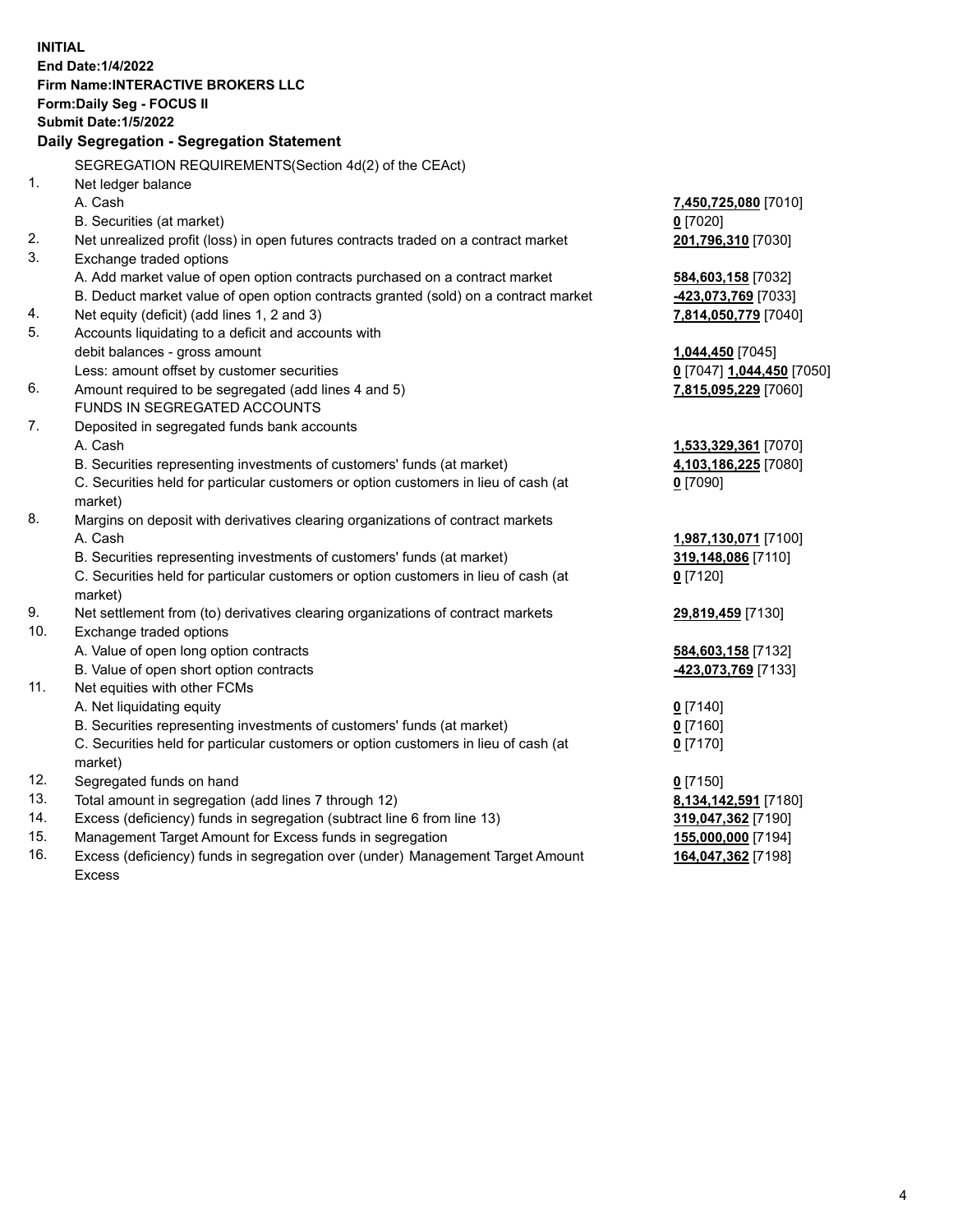**INITIAL**
**End Date:1/4/2022**
**Firm Name:INTERACTIVE BROKERS LLC**
**Form:Daily Seg - FOCUS II**
**Submit Date:1/5/2022**

### Daily Segregation - Segregation Statement

| | | |
|---|---|---|
| | SEGREGATION REQUIREMENTS(Section 4d(2) of the CEAct) | |
| 1. | Net ledger balance | |
| | A. Cash | **7,450,725,080** [7010] |
| | B. Securities (at market) | **0** [7020] |
| 2. | Net unrealized profit (loss) in open futures contracts traded on a contract market | **201,796,310** [7030] |
| 3. | Exchange traded options | |
| | A. Add market value of open option contracts purchased on a contract market | **584,603,158** [7032] |
| | B. Deduct market value of open option contracts granted (sold) on a contract market | **-423,073,769** [7033] |
| 4. | Net equity (deficit) (add lines 1, 2 and 3) | **7,814,050,779** [7040] |
| 5. | Accounts liquidating to a deficit and accounts with debit balances - gross amount | **1,044,450** [7045] |
| | Less: amount offset by customer securities | **0** [7047] **1,044,450** [7050] |
| 6. | Amount required to be segregated (add lines 4 and 5) | **7,815,095,229** [7060] |
| | FUNDS IN SEGREGATED ACCOUNTS | |
| 7. | Deposited in segregated funds bank accounts | |
| | A. Cash | **1,533,329,361** [7070] |
| | B. Securities representing investments of customers' funds (at market) | **4,103,186,225** [7080] |
| | C. Securities held for particular customers or option customers in lieu of cash (at market) | **0** [7090] |
| 8. | Margins on deposit with derivatives clearing organizations of contract markets | |
| | A. Cash | **1,987,130,071** [7100] |
| | B. Securities representing investments of customers' funds (at market) | **319,148,086** [7110] |
| | C. Securities held for particular customers or option customers in lieu of cash (at market) | **0** [7120] |
| 9. | Net settlement from (to) derivatives clearing organizations of contract markets | **29,819,459** [7130] |
| 10. | Exchange traded options | |
| | A. Value of open long option contracts | **584,603,158** [7132] |
| | B. Value of open short option contracts | **-423,073,769** [7133] |
| 11. | Net equities with other FCMs | |
| | A. Net liquidating equity | **0** [7140] |
| | B. Securities representing investments of customers' funds (at market) | **0** [7160] |
| | C. Securities held for particular customers or option customers in lieu of cash (at market) | **0** [7170] |
| 12. | Segregated funds on hand | **0** [7150] |
| 13. | Total amount in segregation (add lines 7 through 12) | **8,134,142,591** [7180] |
| 14. | Excess (deficiency) funds in segregation (subtract line 6 from line 13) | **319,047,362** [7190] |
| 15. | Management Target Amount for Excess funds in segregation | **155,000,000** [7194] |
| 16. | Excess (deficiency) funds in segregation over (under) Management Target Amount Excess | **164,047,362** [7198] |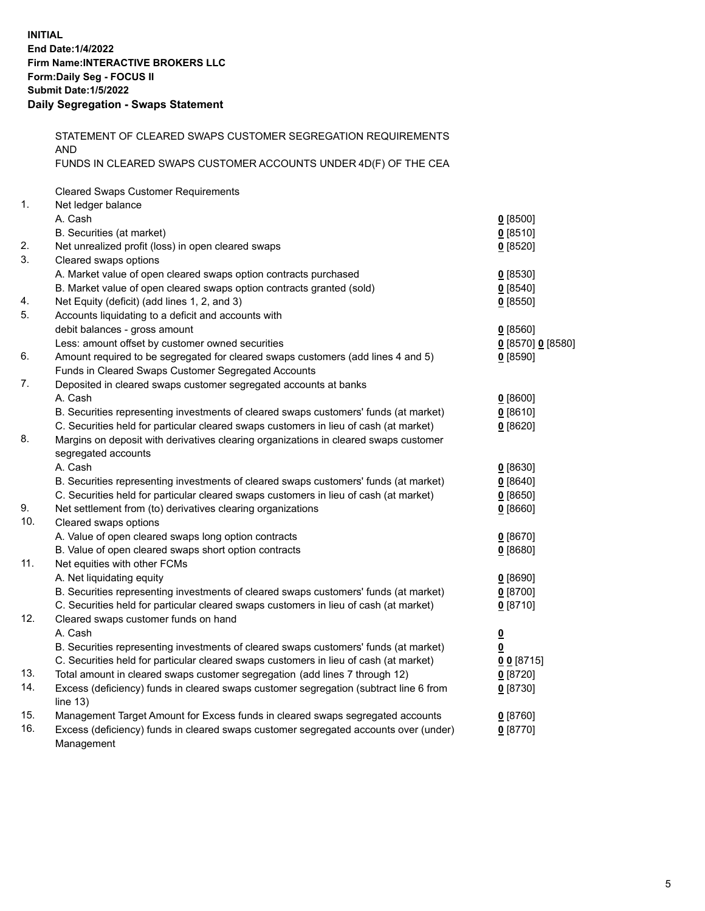**INITIAL**
**End Date:1/4/2022**
**Firm Name:INTERACTIVE BROKERS LLC**
**Form:Daily Seg - FOCUS II**
**Submit Date:1/5/2022**
**Daily Segregation - Swaps Statement**

STATEMENT OF CLEARED SWAPS CUSTOMER SEGREGATION REQUIREMENTS AND FUNDS IN CLEARED SWAPS CUSTOMER ACCOUNTS UNDER 4D(F) OF THE CEA

| | | |
|---|---|---|
| | Cleared Swaps Customer Requirements | |
| 1. | Net ledger balance | |
| | A. Cash | 0 [8500] |
| | B. Securities (at market) | 0 [8510] |
| 2. | Net unrealized profit (loss) in open cleared swaps | 0 [8520] |
| 3. | Cleared swaps options | |
| | A. Market value of open cleared swaps option contracts purchased | 0 [8530] |
| | B. Market value of open cleared swaps option contracts granted (sold) | 0 [8540] |
| 4. | Net Equity (deficit) (add lines 1, 2, and 3) | 0 [8550] |
| 5. | Accounts liquidating to a deficit and accounts with debit balances - gross amount | 0 [8560] |
| | Less: amount offset by customer owned securities | 0 [8570] 0 [8580] |
| 6. | Amount required to be segregated for cleared swaps customers (add lines 4 and 5) | 0 [8590] |
| | Funds in Cleared Swaps Customer Segregated Accounts | |
| 7. | Deposited in cleared swaps customer segregated accounts at banks | |
| | A. Cash | 0 [8600] |
| | B. Securities representing investments of cleared swaps customers' funds (at market) | 0 [8610] |
| | C. Securities held for particular cleared swaps customers in lieu of cash (at market) | 0 [8620] |
| 8. | Margins on deposit with derivatives clearing organizations in cleared swaps customer segregated accounts | |
| | A. Cash | 0 [8630] |
| | B. Securities representing investments of cleared swaps customers' funds (at market) | 0 [8640] |
| | C. Securities held for particular cleared swaps customers in lieu of cash (at market) | 0 [8650] |
| 9. | Net settlement from (to) derivatives clearing organizations | 0 [8660] |
| 10. | Cleared swaps options | |
| | A. Value of open cleared swaps long option contracts | 0 [8670] |
| | B. Value of open cleared swaps short option contracts | 0 [8680] |
| 11. | Net equities with other FCMs | |
| | A. Net liquidating equity | 0 [8690] |
| | B. Securities representing investments of cleared swaps customers' funds (at market) | 0 [8700] |
| | C. Securities held for particular cleared swaps customers in lieu of cash (at market) | 0 [8710] |
| 12. | Cleared swaps customer funds on hand | |
| | A. Cash | 0 |
| | B. Securities representing investments of cleared swaps customers' funds (at market) | 0 |
| | C. Securities held for particular cleared swaps customers in lieu of cash (at market) | 0 0 [8715] |
| 13. | Total amount in cleared swaps customer segregation (add lines 7 through 12) | 0 [8720] |
| 14. | Excess (deficiency) funds in cleared swaps customer segregation (subtract line 6 from line 13) | 0 [8730] |
| 15. | Management Target Amount for Excess funds in cleared swaps segregated accounts | 0 [8760] |
| 16. | Excess (deficiency) funds in cleared swaps customer segregated accounts over (under) Management | 0 [8770] |